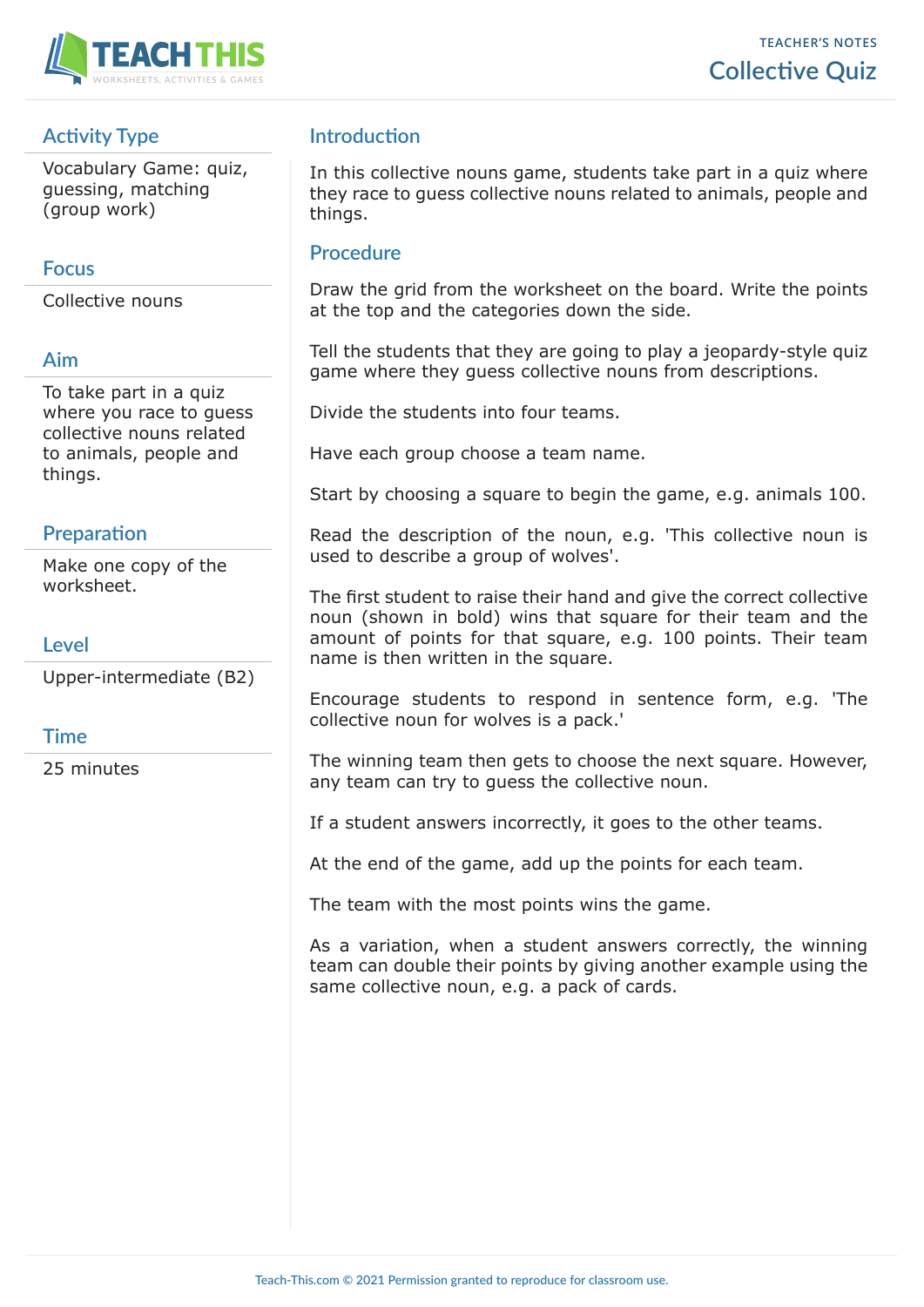TEACHER'S NOTES

# Collective Quiz

## Activity Type

Vocabulary Game: quiz, guessing, matching (group work)

## Focus

Collective nouns

## Aim

To take part in a quiz where you race to guess collective nouns related to animals, people and things.

## Preparation

Make one copy of the worksheet.

## Level

Upper-intermediate (B2)

## Time

25 minutes

## Introduction

In this collective nouns game, students take part in a quiz where they race to guess collective nouns related to animals, people and things.

## Procedure

Draw the grid from the worksheet on the board. Write the points at the top and the categories down the side.

Tell the students that they are going to play a jeopardy-style quiz game where they guess collective nouns from descriptions.

Divide the students into four teams.

Have each group choose a team name.

Start by choosing a square to begin the game, e.g. animals 100.

Read the description of the noun, e.g. 'This collective noun is used to describe a group of wolves'.

The first student to raise their hand and give the correct collective noun (shown in bold) wins that square for their team and the amount of points for that square, e.g. 100 points. Their team name is then written in the square.

Encourage students to respond in sentence form, e.g. 'The collective noun for wolves is a pack.'

The winning team then gets to choose the next square. However, any team can try to guess the collective noun.

If a student answers incorrectly, it goes to the other teams.

At the end of the game, add up the points for each team.

The team with the most points wins the game.

As a variation, when a student answers correctly, the winning team can double their points by giving another example using the same collective noun, e.g. a pack of cards.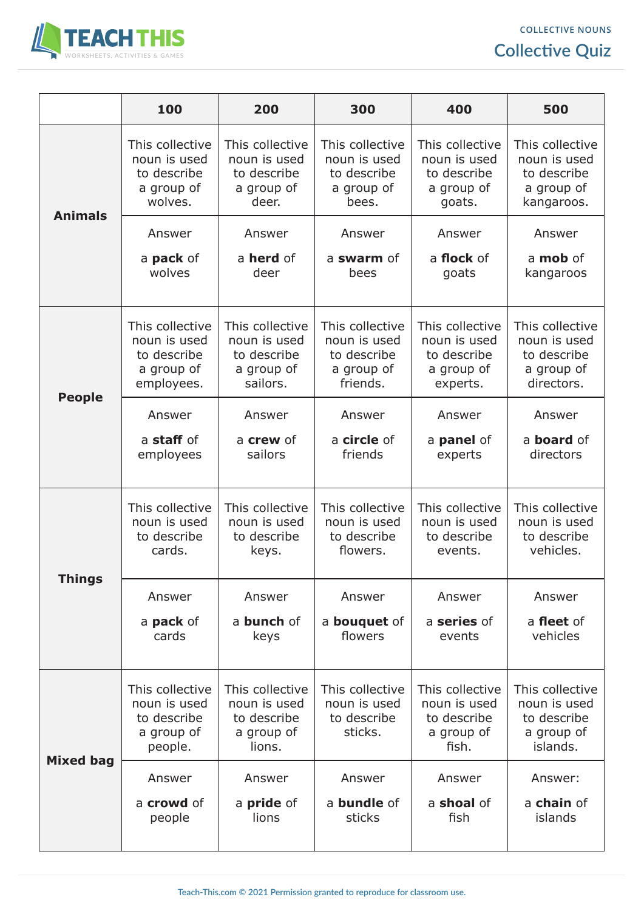COLLECTIVE NOUNS

# Collective Quiz

| | 100 | 200 | 300 | 400 | 500 |
|---|---|---|---|---|---|
| **Animals** | This collective noun is used to describe a group of wolves. | This collective noun is used to describe a group of deer. | This collective noun is used to describe a group of bees. | This collective noun is used to describe a group of goats. | This collective noun is used to describe a group of kangaroos. |
| | Answer<br><br>a **pack** of wolves | Answer<br><br>a **herd** of deer | Answer<br><br>a **swarm** of bees | Answer<br><br>a **flock** of goats | Answer<br><br>a **mob** of kangaroos |
| **People** | This collective noun is used to describe a group of employees. | This collective noun is used to describe a group of sailors. | This collective noun is used to describe a group of friends. | This collective noun is used to describe a group of experts. | This collective noun is used to describe a group of directors. |
| | Answer<br><br>a **staff** of employees | Answer<br><br>a **crew** of sailors | Answer<br><br>a **circle** of friends | Answer<br><br>a **panel** of experts | Answer<br><br>a **board** of directors |
| **Things** | This collective noun is used to describe cards. | This collective noun is used to describe keys. | This collective noun is used to describe flowers. | This collective noun is used to describe events. | This collective noun is used to describe vehicles. |
| | Answer<br><br>a **pack** of cards | Answer<br><br>a **bunch** of keys | Answer<br><br>a **bouquet** of flowers | Answer<br><br>a **series** of events | Answer<br><br>a **fleet** of vehicles |
| **Mixed bag** | This collective noun is used to describe a group of people. | This collective noun is used to describe a group of lions. | This collective noun is used to describe sticks. | This collective noun is used to describe a group of fish. | This collective noun is used to describe a group of islands. |
| | Answer<br><br>a **crowd** of people | Answer<br><br>a **pride** of lions | Answer<br><br>a **bundle** of sticks | Answer<br><br>a **shoal** of fish | Answer:<br><br>a **chain** of islands |

Teach-This.com © 2021 Permission granted to reproduce for classroom use.